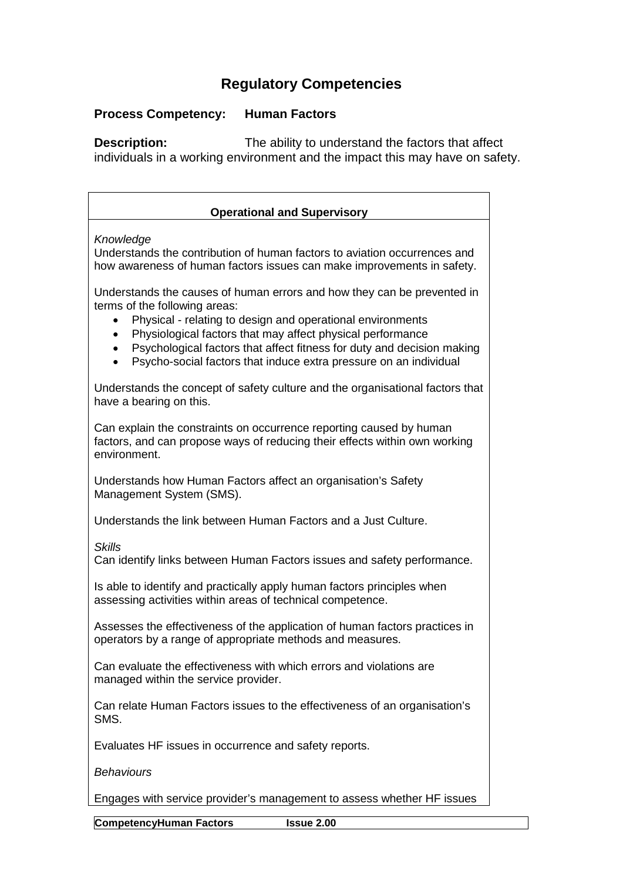# Regulatory Competencies

**Process Competency: Human Factors**

**Description:** The ability to understand the factors that affect individuals in a working environment and the impact this may have on safety.

## Operational and Supervisory

*Knowledge*

Understands the contribution of human factors to aviation occurrences and how awareness of human factors issues can make improvements in safety.

Understands the causes of human errors and how they can be prevented in terms of the following areas:

- Physical - relating to design and operational environments
- Physiological factors that may affect physical performance
- Psychological factors that affect fitness for duty and decision making
- Psycho-social factors that induce extra pressure on an individual

Understands the concept of safety culture and the organisational factors that have a bearing on this.

Can explain the constraints on occurrence reporting caused by human factors, and can propose ways of reducing their effects within own working environment.

Understands how Human Factors affect an organisation's Safety Management System (SMS).

Understands the link between Human Factors and a Just Culture.

*Skills*

Can identify links between Human Factors issues and safety performance.

Is able to identify and practically apply human factors principles when assessing activities within areas of technical competence.

Assesses the effectiveness of the application of human factors practices in operators by a range of appropriate methods and measures.

Can evaluate the effectiveness with which errors and violations are managed within the service provider.

Can relate Human Factors issues to the effectiveness of an organisation's SMS.

Evaluates HF issues in occurrence and safety reports.

*Behaviours*

Engages with service provider's management to assess whether HF issues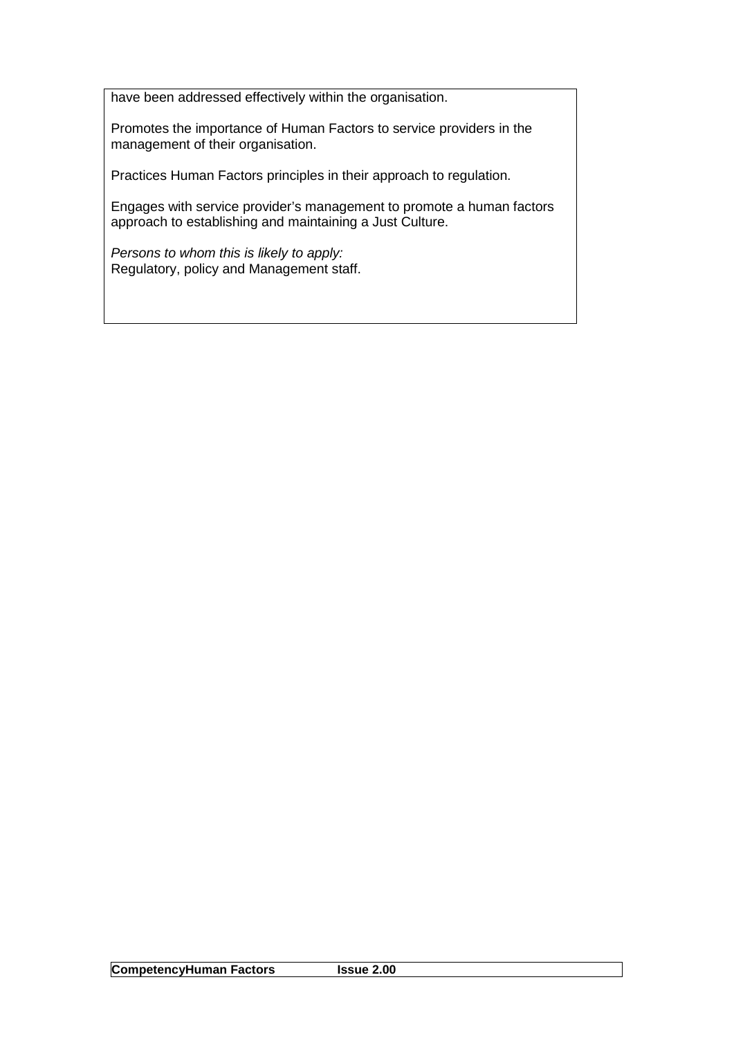have been addressed effectively within the organisation.

Promotes the importance of Human Factors to service providers in the management of their organisation.

Practices Human Factors principles in their approach to regulation.

Engages with service provider's management to promote a human factors approach to establishing and maintaining a Just Culture.

*Persons to whom this is likely to apply:*
Regulatory, policy and Management staff.